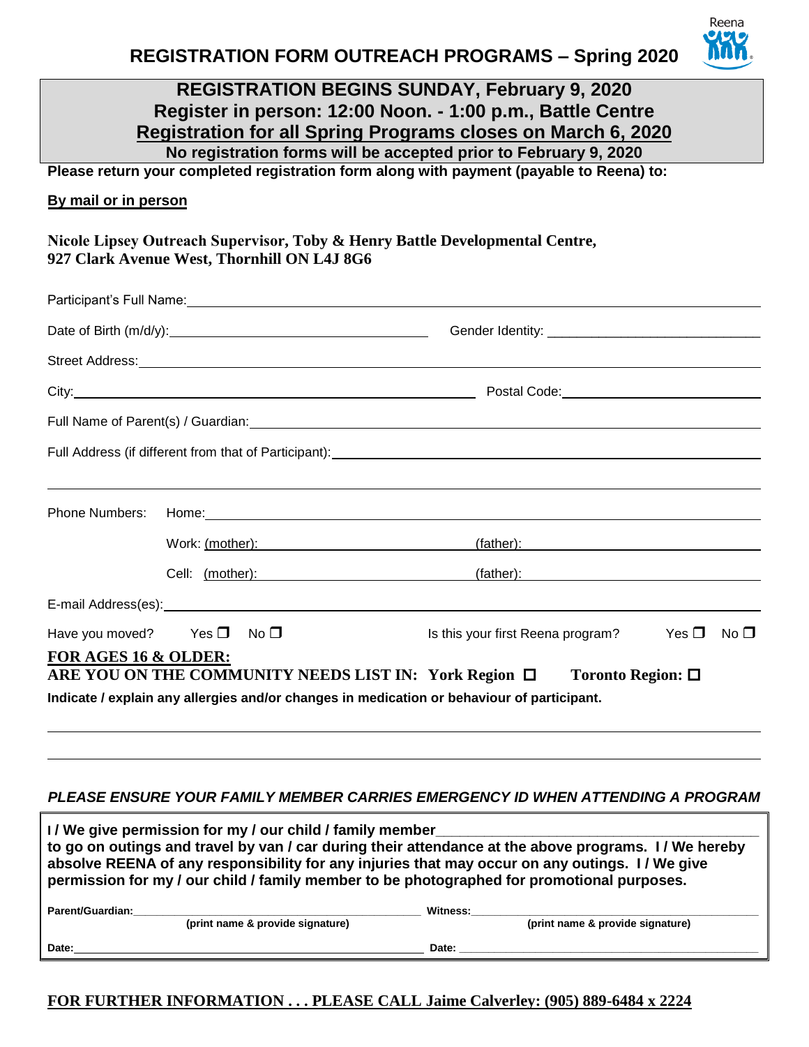# REGISTRATION FORM OUTREACH PROGRAMS – Spring 2020

Reena

## REGISTRATION BEGINS SUNDAY, February 9, 2020

**Register in person: 12:00 Noon. - 1:00 p.m., Battle Centre**

**Registration for all Spring Programs closes on March 6, 2020**

**No registration forms will be accepted prior to February 9, 2020**

**Please return your completed registration form along with payment (payable to Reena) to:**

**By mail or in person**

**Nicole Lipsey Outreach Supervisor, Toby & Henry Battle Developmental Centre,**
**927 Clark Avenue West, Thornhill ON L4J 8G6**

Participant's Full Name: ______________________________

Date of Birth (m/d/y): ______________________________ Gender Identity: ______________________________

Street Address: ______________________________

City: ______________________________ Postal Code: ______________________________

Full Name of Parent(s) / Guardian: ______________________________

Full Address (if different from that of Participant): ______________________________

______________________________

Phone Numbers: Home: ______________________________

Work: (mother): ______________________________ (father): ______________________________

Cell: (mother): ______________________________ (father): ______________________________

E-mail Address(es): ______________________________

Have you moved? Yes ☐ No ☐ Is this your first Reena program? Yes ☐ No ☐

**FOR AGES 16 & OLDER:**

**ARE YOU ON THE COMMUNITY NEEDS LIST IN: York Region ☐ Toronto Region: ☐**

**Indicate / explain any allergies and/or changes in medication or behaviour of participant.**

______________________________

______________________________

***PLEASE ENSURE YOUR FAMILY MEMBER CARRIES EMERGENCY ID WHEN ATTENDING A PROGRAM***

**I / We give permission for my / our child / family member ______________________________ to go on outings and travel by van / car during their attendance at the above programs. I / We hereby absolve REENA of any responsibility for any injuries that may occur on any outings. I / We give permission for my / our child / family member to be photographed for promotional purposes.**

**Parent/Guardian:** ______________________________ **Witness:** ______________________________
**(print name & provide signature)** **(print name & provide signature)**

**Date:** ______________________________ **Date:** ______________________________

**FOR FURTHER INFORMATION . . . PLEASE CALL Jaime Calverley: (905) 889-6484 x 2224**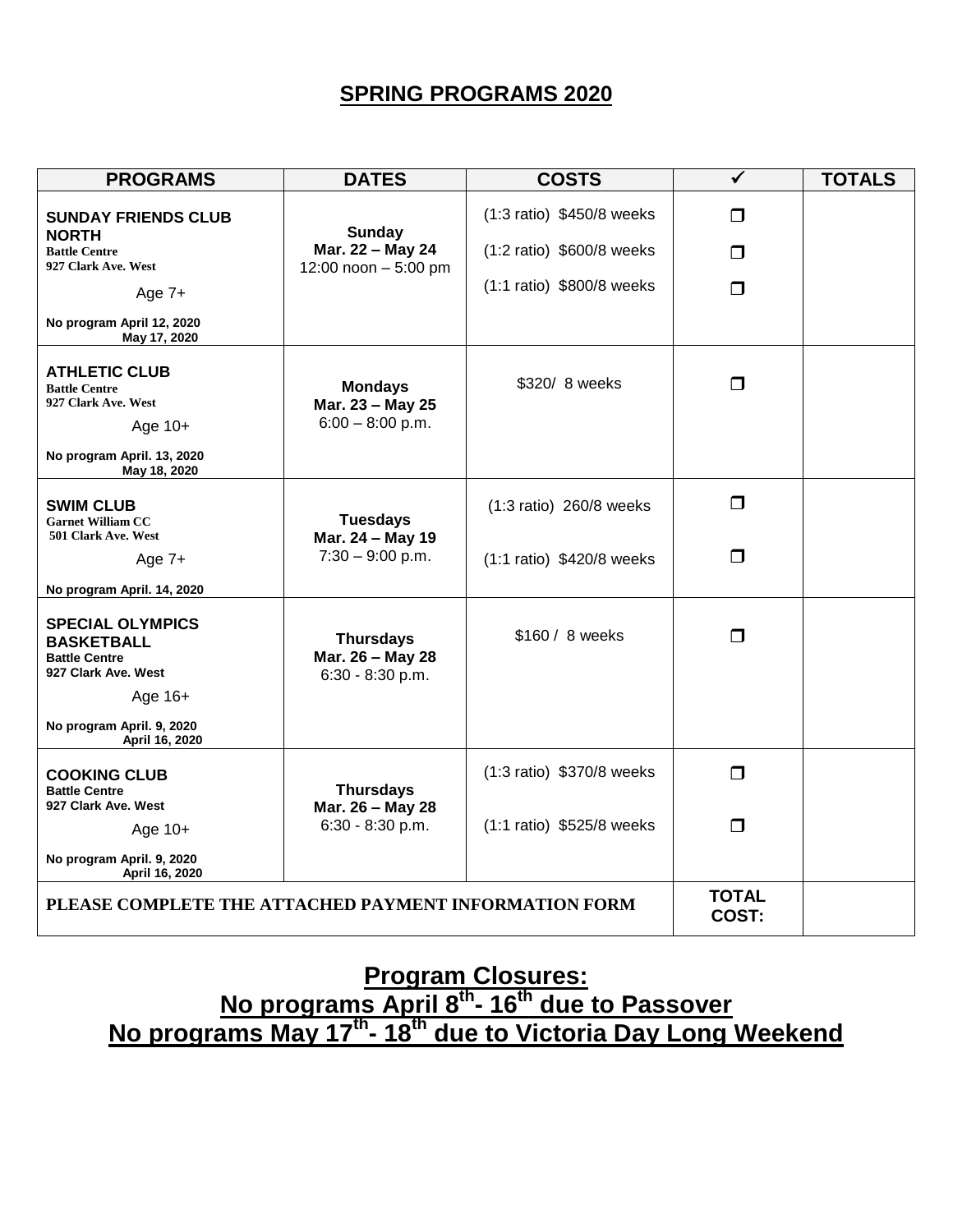## SPRING PROGRAMS 2020

| PROGRAMS | DATES | COSTS | ✓ | TOTALS |
|---|---|---|---|---|
| **SUNDAY FRIENDS CLUB NORTH**<br>**Battle Centre**<br>**927 Clark Ave. West**<br>Age 7+<br>**No program April 12, 2020 May 17, 2020** | **Sunday**<br>**Mar. 22 – May 24**<br>12:00 noon – 5:00 pm | (1:3 ratio) $450/8 weeks<br>(1:2 ratio) $600/8 weeks<br>(1:1 ratio) $800/8 weeks | ❐<br>❐<br>❐ | |
| **ATHLETIC CLUB**<br>**Battle Centre**<br>**927 Clark Ave. West**<br>Age 10+<br>**No program April. 13, 2020 May 18, 2020** | **Mondays**<br>**Mar. 23 – May 25**<br>6:00 – 8:00 p.m. | $320/ 8 weeks | ❐ | |
| **SWIM CLUB**<br>**Garnet William CC**<br>**501 Clark Ave. West**<br>Age 7+<br>**No program April. 14, 2020** | **Tuesdays**<br>**Mar. 24 – May 19**<br>7:30 – 9:00 p.m. | (1:3 ratio) 260/8 weeks<br>(1:1 ratio) $420/8 weeks | ❐<br>❐ | |
| **SPECIAL OLYMPICS BASKETBALL**<br>**Battle Centre**<br>**927 Clark Ave. West**<br>Age 16+<br>**No program April. 9, 2020 April 16, 2020** | **Thursdays**<br>**Mar. 26 – May 28**<br>6:30 - 8:30 p.m. | $160 / 8 weeks | ❐ | |
| **COOKING CLUB**<br>**Battle Centre**<br>**927 Clark Ave. West**<br>Age 10+<br>**No program April. 9, 2020 April 16, 2020** | **Thursdays**<br>**Mar. 26 – May 28**<br>6:30 - 8:30 p.m. | (1:3 ratio) $370/8 weeks<br>(1:1 ratio) $525/8 weeks | ❐<br>❐ | |
| **PLEASE COMPLETE THE ATTACHED PAYMENT INFORMATION FORM** | | | **TOTAL COST:** | |

## Program Closures:
## No programs April 8th- 16th due to Passover
## No programs May 17th- 18th due to Victoria Day Long Weekend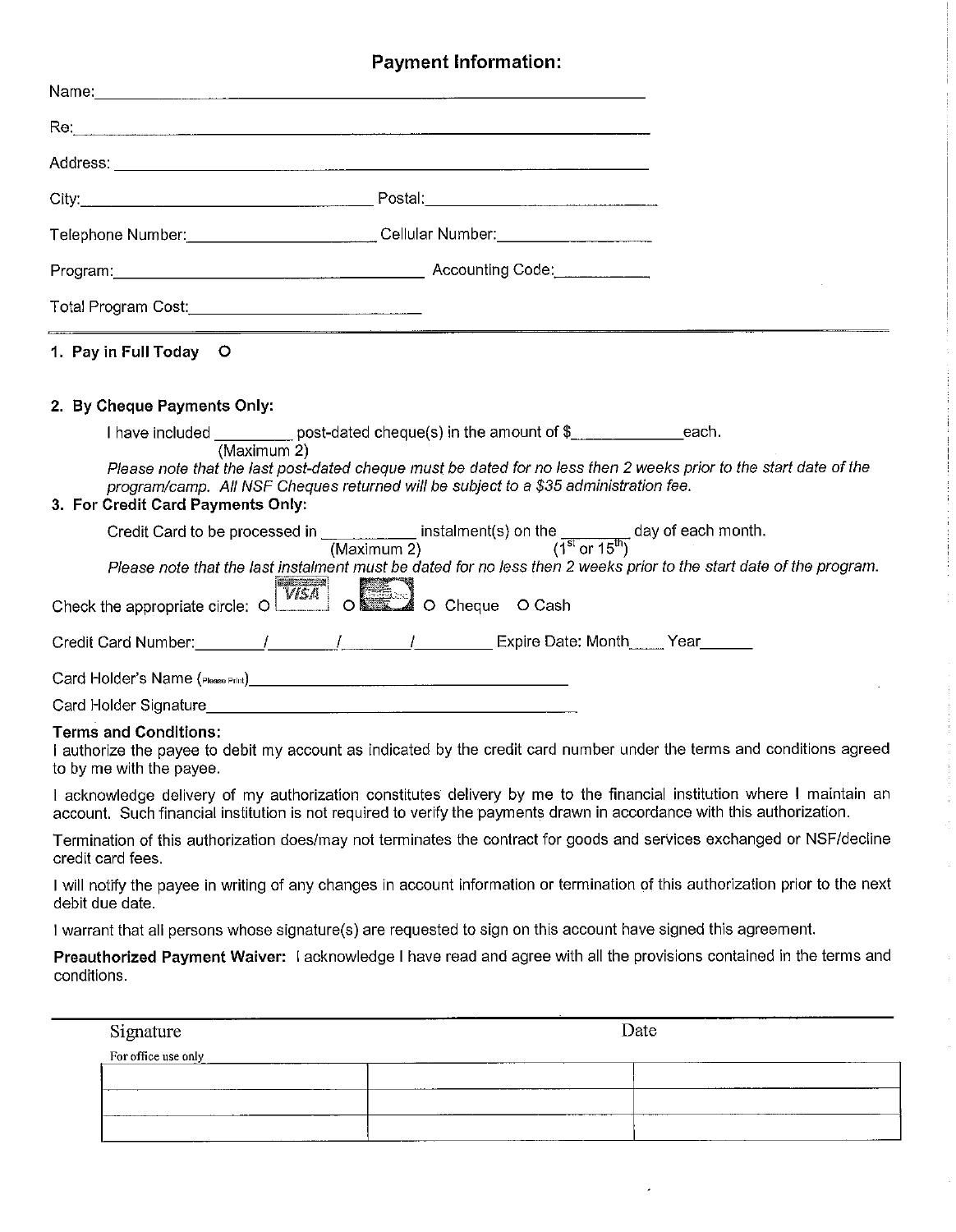## Payment Information:

Name:\_\_\_\_\_\_\_\_\_\_\_\_\_\_\_\_\_\_\_\_\_\_\_\_\_\_\_\_\_\_\_\_\_\_\_\_\_\_\_\_\_\_\_\_\_\_\_\_\_\_\_\_\_\_\_\_

Re:\_\_\_\_\_\_\_\_\_\_\_\_\_\_\_\_\_\_\_\_\_\_\_\_\_\_\_\_\_\_\_\_\_\_\_\_\_\_\_\_\_\_\_\_\_\_\_\_\_\_\_\_\_\_\_\_\_\_\_

Address: \_\_\_\_\_\_\_\_\_\_\_\_\_\_\_\_\_\_\_\_\_\_\_\_\_\_\_\_\_\_\_\_\_\_\_\_\_\_\_\_\_\_\_\_\_\_\_\_\_\_\_\_\_

City:\_\_\_\_\_\_\_\_\_\_\_\_\_\_\_\_\_\_\_\_\_\_\_\_\_\_\_\_ Postal:\_\_\_\_\_\_\_\_\_\_\_\_\_\_\_\_\_\_\_\_\_\_\_

Telephone Number:\_\_\_\_\_\_\_\_\_\_\_\_\_\_\_\_\_\_ Cellular Number:\_\_\_\_\_\_\_\_\_\_\_\_\_\_\_\_

Program:\_\_\_\_\_\_\_\_\_\_\_\_\_\_\_\_\_\_\_\_\_\_\_\_\_\_\_\_\_\_\_ Accounting Code:\_\_\_\_\_\_\_\_\_\_

Total Program Cost:\_\_\_\_\_\_\_\_\_\_\_\_\_\_\_\_\_\_\_\_\_\_

---

**1. Pay in Full Today** O

**2. By Cheque Payments Only:**

I have included \_\_\_\_\_\_\_\_ (Maximum 2) post-dated cheque(s) in the amount of $\_\_\_\_\_\_\_\_\_\_\_\_ each.

*Please note that the last post-dated cheque must be dated for no less then 2 weeks prior to the start date of the program/camp. All NSF Cheques returned will be subject to a $35 administration fee.*

**3. For Credit Card Payments Only:**

Credit Card to be processed in \_\_\_\_\_\_\_\_ (Maximum 2) instalment(s) on the \_\_\_\_\_\_\_ ($1^{st}$ or $15^{th}$) day of each month.

*Please note that the last instalment must be dated for no less then 2 weeks prior to the start date of the program.*

Check the appropriate circle: O VISA O MasterCard O Cheque O Cash

Credit Card Number:\_\_\_\_\_\_\_/\_\_\_\_\_\_\_/\_\_\_\_\_\_\_/\_\_\_\_\_\_\_\_ Expire Date: Month\_\_\_\_ Year\_\_\_\_\_

Card Holder's Name (Please Print)\_\_\_\_\_\_\_\_\_\_\_\_\_\_\_\_\_\_\_\_\_\_\_\_\_\_\_\_\_\_\_\_\_\_\_

Card Holder Signature\_\_\_\_\_\_\_\_\_\_\_\_\_\_\_\_\_\_\_\_\_\_\_\_\_\_\_\_\_\_\_\_\_\_\_\_\_\_\_\_\_

**Terms and Conditions:**

I authorize the payee to debit my account as indicated by the credit card number under the terms and conditions agreed to by me with the payee.

I acknowledge delivery of my authorization constitutes delivery by me to the financial institution where I maintain an account. Such financial institution is not required to verify the payments drawn in accordance with this authorization.

Termination of this authorization does/may not terminates the contract for goods and services exchanged or NSF/decline credit card fees.

I will notify the payee in writing of any changes in account information or termination of this authorization prior to the next debit due date.

I warrant that all persons whose signature(s) are requested to sign on this account have signed this agreement.

**Preauthorized Payment Waiver:** I acknowledge I have read and agree with all the provisions contained in the terms and conditions.

---

Signature Date

For office use only

| | | |
|---|---|---|
| | | |
| | | |
| | | |